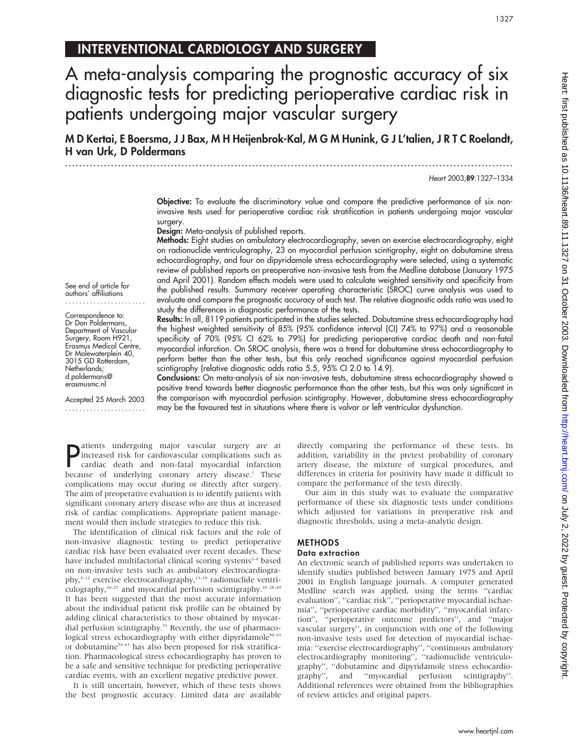INTERVENTIONAL CARDIOLOGY AND SURGERY

# A meta-analysis comparing the prognostic accuracy of six diagnostic tests for predicting perioperative cardiac risk in patients undergoing major vascular surgery

**M D Kertai, E Boersma, J J Bax, M H Heijenbrok-Kal, M G M Hunink, G J L'talien, J R T C Roelandt, H van Urk, D Poldermans**

See end of article for authors' affiliations

Correspondence to: Dr Don Poldermans, Department of Vascular Surgery, Room H921, Erasmus Medical Centre, Dr Molewaterplein 40, 3015 GD Rotterdam, Netherlands; d.poldermans@erasmusmc.nl

Accepted 25 March 2003

**Objective:** To evaluate the discriminatory value and compare the predictive performance of six non-invasive tests used for perioperative cardiac risk stratification in patients undergoing major vascular surgery.

**Design:** Meta-analysis of published reports.

**Methods:** Eight studies on ambulatory electrocardiography, seven on exercise electrocardiography, eight on radionuclide ventriculography, 23 on myocardial perfusion scintigraphy, eight on dobutamine stress echocardiography, and four on dipyridamole stress echocardiography were selected, using a systematic review of published reports on preoperative non-invasive tests from the Medline database (January 1975 and April 2001). Random effects models were used to calculate weighted sensitivity and specificity from the published results. Summary receiver operating characteristic (SROC) curve analysis was used to evaluate and compare the prognostic accuracy of each test. The relative diagnostic odds ratio was used to study the differences in diagnostic performance of the tests.

**Results:** In all, 8119 patients participated in the studies selected. Dobutamine stress echocardiography had the highest weighted sensitivity of 85% (95% confidence interval (CI) 74% to 97%) and a reasonable specificity of 70% (95% CI 62% to 79%) for predicting perioperative cardiac death and non-fatal myocardial infarction. On SROC analysis, there was a trend for dobutamine stress echocardiography to perform better than the other tests, but this only reached significance against myocardial perfusion scintigraphy (relative diagnostic odds ratio 5.5, 95% CI 2.0 to 14.9).

**Conclusions:** On meta-analysis of six non-invasive tests, dobutamine stress echocardiography showed a positive trend towards better diagnostic performance than the other tests, but this was only significant in the comparison with myocardial perfusion scintigraphy. However, dobutamine stress echocardiography may be the favoured test in situations where there is valvar or left ventricular dysfunction.

Patients undergoing major vascular surgery are at increased risk for cardiovascular complications such as cardiac death and non-fatal myocardial infarction because of underlying coronary artery disease.[1] These complications may occur during or directly after surgery. The aim of preoperative evaluation is to identify patients with significant coronary artery disease who are thus at increased risk of cardiac complications. Appropriate patient management would then include strategies to reduce this risk.

The identification of clinical risk factors and the role of non-invasive diagnostic testing to predict perioperative cardiac risk have been evaluated over recent decades. These have included multifactorial clinical scoring systems[2–4] based on non-invasive tests such as ambulatory electrocardiography,[5–12] exercise electrocardiography,[13–19] radionuclide ventriculography,[20–27] and myocardial perfusion scintigraphy.[10 28–49] It has been suggested that the most accurate information about the individual patient risk profile can be obtained by adding clinical characteristics to those obtained by myocardial perfusion scintigraphy.[33] Recently, the use of pharmacological stress echocardiography with either dipyridamole[50–53] or dobutamine[54–61] has also been proposed for risk stratification. Pharmacological stress echocardiography has proven to be a safe and sensitive technique for predicting perioperative cardiac events, with an excellent negative predictive power.

It is still uncertain, however, which of these tests shows the best prognostic accuracy. Limited data are available directly comparing the performance of these tests. In addition, variability in the pretest probability of coronary artery disease, the mixture of surgical procedures, and differences in criteria for positivity have made it difficult to compare the performance of the tests directly.

Our aim in this study was to evaluate the comparative performance of these six diagnostic tests under conditions which adjusted for variations in preoperative risk and diagnostic thresholds, using a meta-analytic design.

## METHODS

### Data extraction

An electronic search of published reports was undertaken to identify studies published between January 1975 and April 2001 in English language journals. A computer generated Medline search was applied, using the terms "cardiac evaluation", "cardiac risk", "perioperative myocardial ischaemia", "perioperative cardiac morbidity", "myocardial infarction", "perioperative outcome predictors", and "major vascular surgery", in conjunction with one of the following non-invasive tests used for detection of myocardial ischaemia: "exercise electrocardiography", "continuous ambulatory electrocardiography monitoring", "radionuclide ventriculography", "dobutamine and dipyridamole stress echocardiography", and "myocardial perfusion scintigraphy". Additional references were obtained from the bibliographies of review articles and original papers.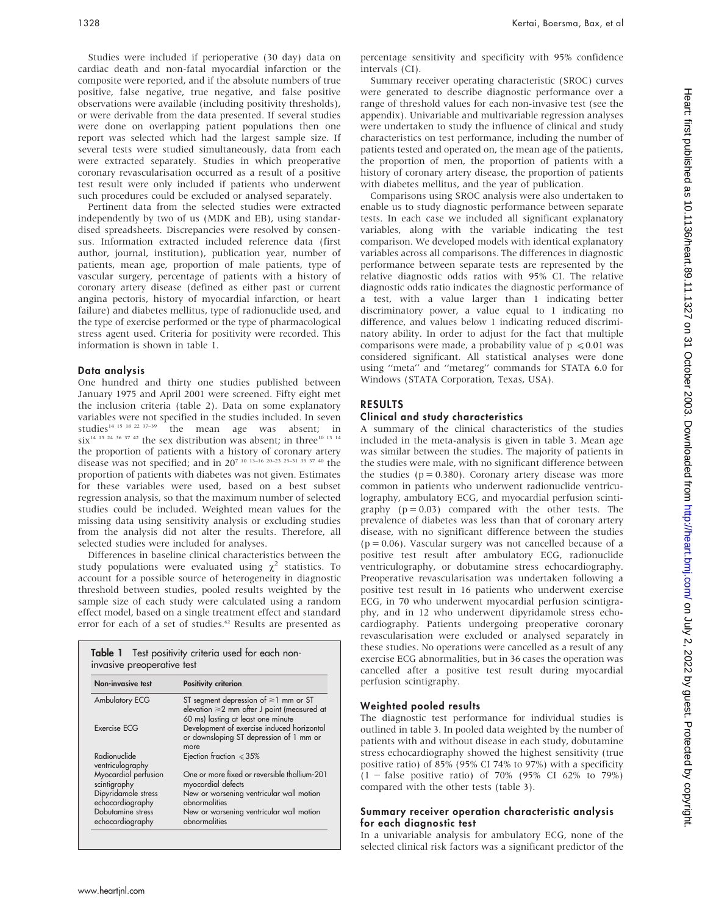Studies were included if perioperative (30 day) data on cardiac death and non-fatal myocardial infarction or the composite were reported, and if the absolute numbers of true positive, false negative, true negative, and false positive observations were available (including positivity thresholds), or were derivable from the data presented. If several studies were done on overlapping patient populations then one report was selected which had the largest sample size. If several tests were studied simultaneously, data from each were extracted separately. Studies in which preoperative coronary revascularisation occurred as a result of a positive test result were only included if patients who underwent such procedures could be excluded or analysed separately.

Pertinent data from the selected studies were extracted independently by two of us (MDK and EB), using standardised spreadsheets. Discrepancies were resolved by consensus. Information extracted included reference data (first author, journal, institution), publication year, number of patients, mean age, proportion of male patients, type of vascular surgery, percentage of patients with a history of coronary artery disease (defined as either past or current angina pectoris, history of myocardial infarction, or heart failure) and diabetes mellitus, type of radionuclide used, and the type of exercise performed or the type of pharmacological stress agent used. Criteria for positivity were recorded. This information is shown in table 1.

### Data analysis

One hundred and thirty one studies published between January 1975 and April 2001 were screened. Fifty eight met the inclusion criteria (table 2). Data on some explanatory variables were not specified in the studies included. In seven studies[14 15 18 22 37–39] the mean age was absent; in six[14 15 24 36 37 42] the sex distribution was absent; in three[10 13 14] the proportion of patients with a history of coronary artery disease was not specified; and in 20[7 10 13–16 20–23 25–31 35 37 40] the proportion of patients with diabetes was not given. Estimates for these variables were used, based on a best subset regression analysis, so that the maximum number of selected studies could be included. Weighted mean values for the missing data using sensitivity analysis or excluding studies from the analysis did not alter the results. Therefore, all selected studies were included for analyses.

Differences in baseline clinical characteristics between the study populations were evaluated using $\chi^2$ statistics. To account for a possible source of heterogeneity in diagnostic threshold between studies, pooled results weighted by the sample size of each study were calculated using a random effect model, based on a single treatment effect and standard error for each of a set of studies.[62] Results are presented as percentage sensitivity and specificity with 95% confidence intervals (CI).

Summary receiver operating characteristic (SROC) curves were generated to describe diagnostic performance over a range of threshold values for each non-invasive test (see the appendix). Univariable and multivariable regression analyses were undertaken to study the influence of clinical and study characteristics on test performance, including the number of patients tested and operated on, the mean age of the patients, the proportion of men, the proportion of patients with a history of coronary artery disease, the proportion of patients with diabetes mellitus, and the year of publication.

Comparisons using SROC analysis were also undertaken to enable us to study diagnostic performance between separate tests. In each case we included all significant explanatory variables, along with the variable indicating the test comparison. We developed models with identical explanatory variables across all comparisons. The differences in diagnostic performance between separate tests are represented by the relative diagnostic odds ratios with 95% CI. The relative diagnostic odds ratio indicates the diagnostic performance of a test, with a value larger than 1 indicating better discriminatory power, a value equal to 1 indicating no difference, and values below 1 indicating reduced discriminatory ability. In order to adjust for the fact that multiple comparisons were made, a probability value of $p \leqslant 0.01$ was considered significant. All statistical analyses were done using "meta" and "metareg" commands for STATA 6.0 for Windows (STATA Corporation, Texas, USA).

**Table 1** Test positivity criteria used for each non-invasive preoperative test

| Non-invasive test | Positivity criterion |
|---|---|
| Ambulatory ECG | ST segment depression of $\geqslant$1 mm or ST elevation $\geqslant$2 mm after J point (measured at 60 ms) lasting at least one minute |
| Exercise ECG | Development of exercise induced horizontal or downsloping ST depression of 1 mm or more |
| Radionuclide ventriculography | Ejection fraction $\leqslant$35% |
| Myocardial perfusion scintigraphy | One or more fixed or reversible thallium-201 myocardial defects |
| Dipyridamole stress echocardiography | New or worsening ventricular wall motion abnormalities |
| Dobutamine stress echocardiography | New or worsening ventricular wall motion abnormalities |

## RESULTS

### Clinical and study characteristics

A summary of the clinical characteristics of the studies included in the meta-analysis is given in table 3. Mean age was similar between the studies. The majority of patients in the studies were male, with no significant difference between the studies ($p = 0.380$). Coronary artery disease was more common in patients who underwent radionuclide ventriculography, ambulatory ECG, and myocardial perfusion scintigraphy ($p = 0.03$) compared with the other tests. The prevalence of diabetes was less than that of coronary artery disease, with no significant difference between the studies ($p = 0.06$). Vascular surgery was not cancelled because of a positive test result after ambulatory ECG, radionuclide ventriculography, or dobutamine stress echocardiography. Preoperative revascularisation was undertaken following a positive test result in 16 patients who underwent exercise ECG, in 70 who underwent myocardial perfusion scintigraphy, and in 12 who underwent dipyridamole stress echocardiography. Patients undergoing preoperative coronary revascularisation were excluded or analysed separately in these studies. No operations were cancelled as a result of any exercise ECG abnormalities, but in 36 cases the operation was cancelled after a positive test result during myocardial perfusion scintigraphy.

### Weighted pooled results

The diagnostic test performance for individual studies is outlined in table 3. In pooled data weighted by the number of patients with and without disease in each study, dobutamine stress echocardiography showed the highest sensitivity (true positive ratio) of 85% (95% CI 74% to 97%) with a specificity (1 − false positive ratio) of 70% (95% CI 62% to 79%) compared with the other tests (table 3).

### Summary receiver operation characteristic analysis for each diagnostic test

In a univariable analysis for ambulatory ECG, none of the selected clinical risk factors was a significant predictor of the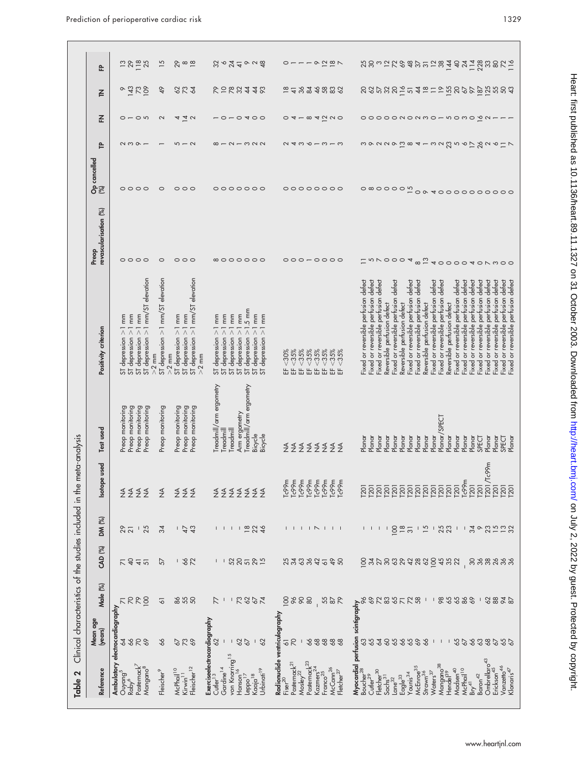**Table 2** Clinical characteristics of the studies included in the meta-analysis

| Reference | Mean age (years) | Male (%) | CAD (%) | DM (%) | Isotope used | Test used | Positivity criterion | Preop revascularisation (%) | Op cancelled (%) | TP | FN | TN | FP |
|---|---|---|---|---|---|---|---|---|---|---|---|---|---|
| **Ambulatory electrocardiography** | | | | | | | | | | | | | |
| Ouyang[5] | 64 | 71 | 71 | 29 | NA | Preop monitoring | ST depression >1 mm | 0 | 0 | 2 | 0 | 9 | 13 |
| Raby[6] | 66 | 70 | 40 | 21 | NA | Preop monitoring | ST depression >1 mm | 0 | 0 | 3 | 1 | 143 | 29 |
| Pasternack[7] | 70 | 79 | 41 | – | NA | Preop monitoring | ST depression >1 mm | 0 | 0 | 9 | 0 | 73 | 118 |
| Mangano[8] | 69 | 100 | 51 | 25 | NA | Preop monitoring | ST depression >1 mm/ST elevation >2 mm | 0 | 0 | 1 | 5 | 109 | 25 |
| Fleischer[9] | 66 | 61 | 57 | 34 | NA | Preop monitoring | ST depression >1 mm/ST elevation >2 mm | 0 | 0 | 1 | 2 | 49 | 15 |
| McPhail[10] | 67 | 86 | – | – | NA | Preop monitoring | ST depression >1 mm | 0 | 0 | 5 | 4 | 62 | 29 |
| Kirwin[11] | 73 | 55 | 66 | 47 | NA | Preop monitoring | ST depression >1 mm | 0 | 0 | 1 | 14 | 73 | 8 |
| Fleischer[12] | 69 | 50 | 72 | 43 | NA | Preop monitoring | ST depression >1 mm/ST elevation >2 mm | 0 | 0 | 2 | 2 | 64 | 18 |
| **Exercise electrocardiography** | | | | | | | | | | | | | |
| Cutler[13] | 62 | 77 | – | – | NA | Treadmill/arm ergometry | ST depression >1 mm | 8 | 0 | 8 | 1 | 79 | 32 |
| Gardine[14] | – | – | – | – | NA | Treadmill | ST depression >1 mm | 0 | 0 | 1 | 0 | 10 | 6 |
| von Knorring[15] | – | – | 52 | – | NA | Treadmill | ST depression >1 mm | 0 | 0 | 2 | 1 | 78 | 24 |
| Hanson[16] | 62 | 73 | 20 | – | NA | Arm ergometry | ST depression >1 mm | 0 | 0 | 1 | 0 | 32 | 41 |
| Leppo[17] | 67 | 62 | 51 | 18 | NA | Treadmill/arm ergometry | ST depression >1.5 mm | 0 | 0 | 3 | 4 | 44 | 9 |
| Kaaja[18] | – | 67 | 29 | 22 | NA | Bicycle | ST depression >1 mm | 0 | 0 | 2 | 0 | 44 | 2 |
| Urbinati[19] | 62 | 74 | 15 | 46 | NA | Bicycle | ST depression >1 mm | 0 | 0 | 2 | 0 | 93 | 48 |
| **Radionuclide ventriculography** | | | | | | | | | | | | | |
| Fiser[20] | 61 | 100 | 25 | – | Tc99m | NA | EF <30% | 0 | 0 | 2 | 0 | 18 | 0 |
| Pasternack[21] | 70 | 96 | 34 | – | Tc99m | NA | EF <35% | 0 | 0 | 4 | 4 | 41 | 1 |
| Mosley[22] | – | 90 | 63 | – | Tc99m | NA | EF <35% | 0 | 0 | 3 | 1 | 36 | 1 |
| Pasternack[23] | 66 | 80 | 36 | – | Tc99m | NA | EF <35% | 1 | 0 | 6 | 8 | 84 | 1 |
| Kazmers[24] | 68 | – | 42 | 7 | Tc99m | NA | EF <35% | 0 | 0 | 1 | 4 | 46 | 9 |
| Franco[25] | 68 | 55 | 61 | – | Tc99m | NA | EF <35% | 0 | 0 | 3 | 12 | 58 | 12 |
| McCann[26] | 68 | 87 | 49 | – | Tc99m | NA | EF <35% | 0 | 0 | 1 | 2 | 83 | 18 |
| Fletcher[27] | 68 | 79 | 50 | – | Tc99m | NA | EF <35% | 0 | 0 | 3 | 0 | 62 | 7 |
| **Myocardial perfusion scintigraphy** | | | | | | | | | | | | | |
| Boucher[28] | 63 | 96 | 100 | – | T201 | Planar | Fixed or reversible perfusion defect | 11 | 0 | 3 | 0 | 20 | 25 |
| Cutler[29] | 65 | 69 | 34 | – | T201 | Planar | Fixed or reversible perfusion defect | 5 | 8 | 9 | 0 | 62 | 30 |
| Fletcher[30] | 64 | 72 | 27 | – | T201 | Planar | Fixed or reversible perfusion defect | 7 | 0 | 2 | 0 | 57 | 3 |
| Sachs[31] | 60 | 83 | 30 | – | T201 | Planar | Reversible perfusion defect | 0 | 0 | 2 | 0 | 32 | 12 |
| Lane[32] | 65 | 65 | 63 | 100 | T201 | Planar | Fixed or reversible perfusion defect | 0 | 0 | 9 | 0 | 20 | 72 |
| Eagle[33] | 66 | 71 | 29 | 18 | T201 | Planar | Reversible perfusion defect | 0 | 0 | 13 | 2 | 116 | 69 |
| Younis[34] | 65 | 72 | 42 | 31 | T201 | Planar | Fixed or reversible perfusion defect | 0 | 0 | 8 | 0 | 51 | 48 |
| McEnroe[35] | 69 | 58 | 28 | – | T201 | Planar | Fixed or reversible perfusion defect | 4 | 15 | 4 | 2 | 44 | 37 |
| Strawn[36] | 66 | – | 62 | 15 | T201 | Planar | Reversible perfusion defect | 8 | 0 | 1 | 3 | 18 | 31 |
| Waters[37] | – | – | 100 | – | T201 | Planar | Fixed or reversible perfusion defect | 13 | 9 | 3 | 0 | 11 | 12 |
| Mangano[38] | – | 98 | 45 | 25 | T201 | Planar/SPECT | Fixed or reversible perfusion defect | 4 | 4 | 2 | 1 | 19 | 38 |
| Hendel[39] | – | 65 | 35 | 23 | T201 | Planar | Reversible perfusion defect | 0 | 0 | 23 | 5 | 155 | 144 |
| Madsen[40] | 65 | 65 | 22 | – | T201 | Planar | Fixed or reversible perfusion defect | 0 | 0 | 5 | 0 | 20 | 40 |
| McPhail[10] | 67 | 86 | – | – | Tc99m | Planar | Fixed or reversible perfusion defect | 0 | 0 | 6 | 3 | 67 | 24 |
| Bry[41] | 66 | 69 | 30 | 34 | T201 | Planar | Fixed or reversible perfusion defect | 4 | 0 | 17 | 0 | 97 | 114 |
| Baron[42] | 63 | – | 36 | 9 | T201 | SPECT | Fixed or reversible perfusion defect | 0 | 0 | 26 | 16 | 187 | 228 |
| Ombrellaro[43] | 68 | 62 | 38 | 23 | T201/Tc99m | Planar | Fixed or reversible perfusion defect | 7 | 0 | 2 | 2 | 125 | 33 |
| Erickson[45] | 67 | 88 | 26 | 15 | T201 | Planar | Fixed or reversible perfusion defect | 3 | 0 | 6 | 1 | 55 | 80 |
| Vanzetto[46] | 65 | 94 | 36 | 13 | T201 | SPECT | Fixed or reversible perfusion defect | 0 | 0 | 11 | 1 | 50 | 72 |
| Klonaris[47] | 67 | 87 | 36 | 32 | T201 | Planar | Fixed or reversible perfusion defect | 0 | 0 | 7 | 1 | 43 | 116 |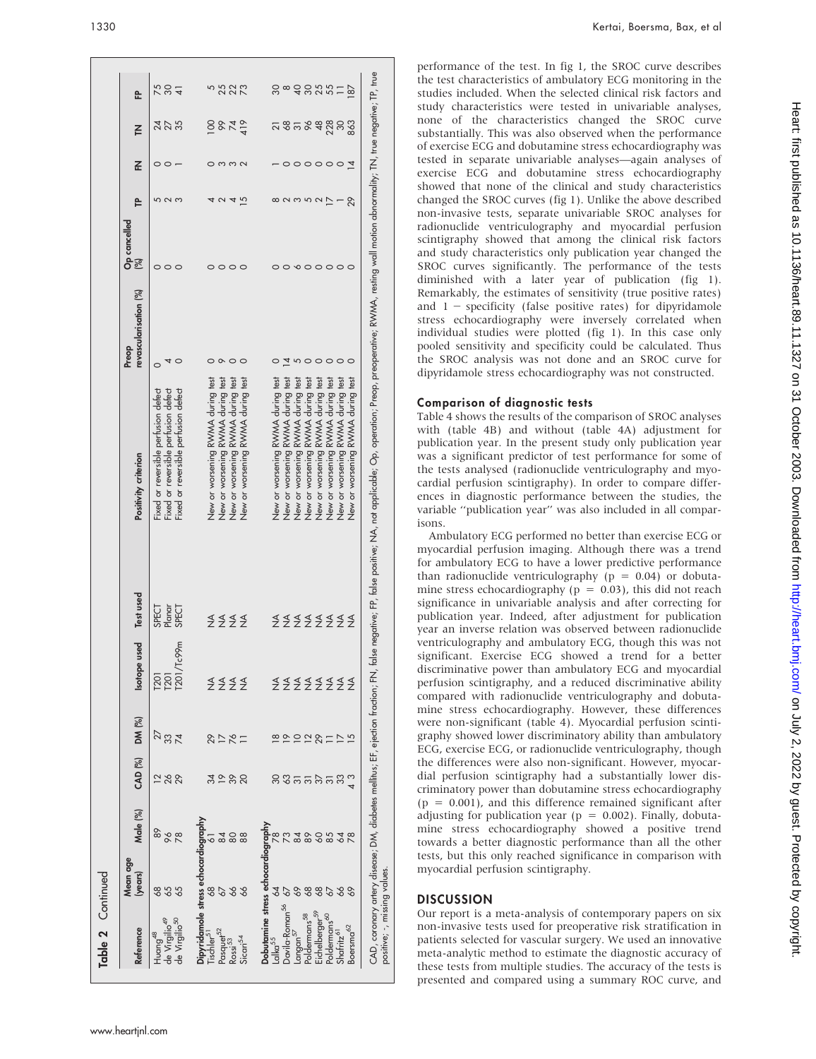Table 2 Continued

| Reference | Mean age (years) | Male (%) | CAD (%) | DM (%) | Isotope used | Test used | Positivity criterion | Preop revascularisation (%) | Op cancelled (%) | TP | FN | TN | FP |
|---|---|---|---|---|---|---|---|---|---|---|---|---|---|
| Huang[48] | 68 | 89 | 12 | 27 | T201 | SPECT | Fixed or reversible perfusion defect | 0 | 0 | 5 | 0 | 24 | 75 |
| de Virgilio[49] | 65 | 96 | 26 | 33 | T201 | Planar | Fixed or reversible perfusion defect | 4 | 0 | 2 | 0 | 27 | 30 |
| de Virgilio[50] | 65 | 78 | 29 | 74 | T201/Tc99m | SPECT | Fixed or reversible perfusion defect | 0 | 0 | 3 | 1 | 35 | 41 |
| **Dipyridamole stress echocardiography** | | | | | | | | | | | | | |
| Tischler[51] | 68 | 61 | 34 | 29 | NA | NA | New or worsening RWMA during test | 0 | 0 | 4 | 0 | 100 | 5 |
| Pasquet[52] | 67 | 84 | 19 | 17 | NA | NA | New or worsening RWMA during test | 9 | 0 | 2 | 3 | 99 | 25 |
| Rossi[53] | 66 | 80 | 39 | 76 | NA | NA | New or worsening RWMA during test | 0 | 0 | 4 | 3 | 74 | 22 |
| Sicari[54] | 66 | 88 | 20 | 11 | NA | NA | New or worsening RWMA during test | 0 | 0 | 15 | 2 | 419 | 73 |
| **Dobutamine stress echocardiography** | | | | | | | | | | | | | |
| Lalka[55] | 64 | 78 | 30 | 18 | NA | NA | New or worsening RWMA during test | 0 | 0 | 8 | 1 | 21 | 30 |
| Davila-Roman[56] | 67 | 73 | 63 | 19 | NA | NA | New or worsening RWMA during test | 14 | 0 | 2 | 0 | 68 | 8 |
| Langan[57] | 69 | 84 | 31 | 10 | NA | NA | New or worsening RWMA during test | 5 | 6 | 3 | 0 | 31 | 40 |
| Poldermans[58] | 68 | 89 | 31 | 12 | NA | NA | New or worsening RWMA during test | 0 | 0 | 5 | 0 | 96 | 30 |
| Eichelberger[59] | 68 | 60 | 37 | 29 | NA | NA | New or worsening RWMA during test | 0 | 0 | 2 | 0 | 48 | 25 |
| Poldermans[60] | 67 | 85 | 31 | 11 | NA | NA | New or worsening RWMA during test | 0 | 0 | 17 | 0 | 228 | 55 |
| Shafritz[61] | 66 | 64 | 33 | 17 | NA | NA | New or worsening RWMA during test | 0 | 0 | 1 | 0 | 30 | 11 |
| Boersma[62] | 69 | 78 | 43 | 15 | NA | NA | New or worsening RWMA during test | 0 | 0 | 29 | 14 | 863 | 187 |

CAD, coronary artery disease; DM, diabetes mellitus; EF, ejection fraction; FN, false negative; FP, false positive; NA, not applicable; Op, operation; Preop, preoperative; RWMA, resting wall motion abnormality; TN, true negative; TP, true positive; –, missing values.

performance of the test. In fig 1, the SROC curve describes the test characteristics of ambulatory ECG monitoring in the studies included. When the selected clinical risk factors and study characteristics were tested in univariable analyses, none of the characteristics changed the SROC curve substantially. This was also observed when the performance of exercise ECG and dobutamine stress echocardiography was tested in separate univariable analyses—again analyses of exercise ECG and dobutamine stress echocardiography showed that none of the clinical and study characteristics changed the SROC curves (fig 1). Unlike the above described non-invasive tests, separate univariable SROC analyses for radionuclide ventriculography and myocardial perfusion scintigraphy showed that among the clinical risk factors and study characteristics only publication year changed the SROC curves significantly. The performance of the tests diminished with a later year of publication (fig 1). Remarkably, the estimates of sensitivity (true positive rates) and 1 − specificity (false positive rates) for dipyridamole stress echocardiography were inversely correlated when individual studies were plotted (fig 1). In this case only pooled sensitivity and specificity could be calculated. Thus the SROC analysis was not done and an SROC curve for dipyridamole stress echocardiography was not constructed.

### Comparison of diagnostic tests

Table 4 shows the results of the comparison of SROC analyses with (table 4B) and without (table 4A) adjustment for publication year. In the present study only publication year was a significant predictor of test performance for some of the tests analysed (radionuclide ventriculography and myocardial perfusion scintigraphy). In order to compare differences in diagnostic performance between the studies, the variable "publication year" was also included in all comparisons.

Ambulatory ECG performed no better than exercise ECG or myocardial perfusion imaging. Although there was a trend for ambulatory ECG to have a lower predictive performance than radionuclide ventriculography ($p = 0.04$) or dobutamine stress echocardiography ($p = 0.03$), this did not reach significance in univariable analysis and after correcting for publication year. Indeed, after adjustment for publication year an inverse relation was observed between radionuclide ventriculography and ambulatory ECG, though this was not significant. Exercise ECG showed a trend for a better discriminative power than ambulatory ECG and myocardial perfusion scintigraphy, and a reduced discriminative ability compared with radionuclide ventriculography and dobutamine stress echocardiography. However, these differences were non-significant (table 4). Myocardial perfusion scintigraphy showed lower discriminatory ability than ambulatory ECG, exercise ECG, or radionuclide ventriculography, though the differences were also non-significant. However, myocardial perfusion scintigraphy had a substantially lower discriminatory power than dobutamine stress echocardiography ($p = 0.001$), and this difference remained significant after adjusting for publication year ($p = 0.002$). Finally, dobutamine stress echocardiography showed a positive trend towards a better diagnostic performance than all the other tests, but this only reached significance in comparison with myocardial perfusion scintigraphy.

## DISCUSSION

Our report is a meta-analysis of contemporary papers on six non-invasive tests used for preoperative risk stratification in patients selected for vascular surgery. We used an innovative meta-analytic method to estimate the diagnostic accuracy of these tests from multiple studies. The accuracy of the tests is presented and compared using a summary ROC curve, and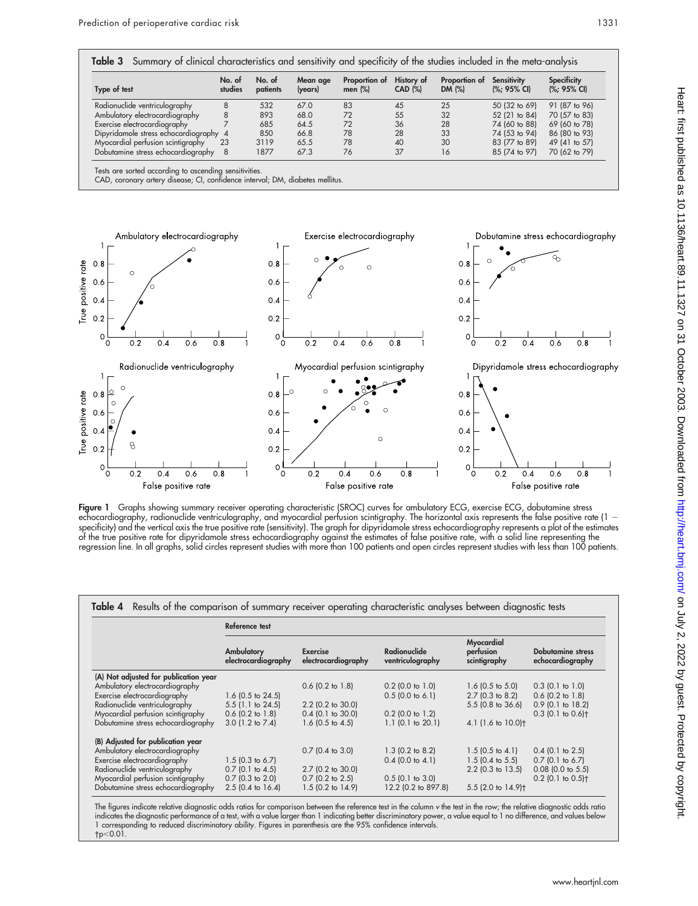**Table 3** Summary of clinical characteristics and sensitivity and specificity of the studies included in the meta-analysis

| Type of test | No. of studies | No. of patients | Mean age (years) | Proportion of men (%) | History of CAD (%) | Proportion of DM (%) | Sensitivity (%; 95% CI) | Specificity (%; 95% CI) |
|---|---|---|---|---|---|---|---|---|
| Radionuclide ventriculography | 8 | 532 | 67.0 | 83 | 45 | 25 | 50 (32 to 69) | 91 (87 to 96) |
| Ambulatory electrocardiography | 8 | 893 | 68.0 | 72 | 55 | 32 | 52 (21 to 84) | 70 (57 to 83) |
| Exercise electrocardiography | 7 | 685 | 64.5 | 72 | 36 | 28 | 74 (60 to 88) | 69 (60 to 78) |
| Dipyridamole stress echocardiography | 4 | 850 | 66.8 | 78 | 28 | 33 | 74 (53 to 94) | 86 (80 to 93) |
| Myocardial perfusion scintigraphy | 23 | 3119 | 65.5 | 78 | 40 | 30 | 83 (77 to 89) | 49 (41 to 57) |
| Dobutamine stress echocardiography | 8 | 1877 | 67.3 | 76 | 37 | 16 | 85 (74 to 97) | 70 (62 to 79) |

Tests are sorted according to ascending sensitivities.
CAD, coronary artery disease; CI, confidence interval; DM, diabetes mellitus.

**Figure 1** Graphs showing summary receiver operating characteristic (SROC) curves for ambulatory ECG, exercise ECG, dobutamine stress echocardiography, radionuclide ventriculography, and myocardial perfusion scintigraphy. The horizontal axis represents the false positive rate (1 − specificity) and the vertical axis the true positive rate (sensitivity). The graph for dipyridamole stress echocardiography represents a plot of the estimates of the true positive rate for dipyridamole stress echocardiography against the estimates of false positive rate, with a solid line representing the regression line. In all graphs, solid circles represent studies with more than 100 patients and open circles represent studies with less than 100 patients.

**Table 4** Results of the comparison of summary receiver operating characteristic analyses between diagnostic tests

| | Reference test | | | | |
|---|---|---|---|---|---|
| | Ambulatory electrocardiography | Exercise electrocardiography | Radionuclide ventriculography | Myocardial perfusion scintigraphy | Dobutamine stress echocardiography |
| **(A) Not adjusted for publication year** | | | | | |
| Ambulatory electrocardiography | | 0.6 (0.2 to 1.8) | 0.2 (0.0 to 1.0) | 1.6 (0.5 to 5.0) | 0.3 (0.1 to 1.0) |
| Exercise electrocardiography | 1.6 (0.5 to 24.5) | | 0.5 (0.0 to 6.1) | 2.7 (0.3 to 8.2) | 0.6 (0.2 to 1.8) |
| Radionuclide ventriculography | 5.5 (1.1 to 24.5) | 2.2 (0.2 to 30.0) | | 5.5 (0.8 to 36.6) | 0.9 (0.1 to 18.2) |
| Myocardial perfusion scintigraphy | 0.6 (0.2 to 1.8) | 0.4 (0.1 to 30.0) | 0.2 (0.0 to 1.2) | | 0.3 (0.1 to 0.6)† |
| Dobutamine stress echocardiography | 3.0 (1.2 to 7.4) | 1.6 (0.5 to 4.5) | 1.1 (0.1 to 20.1) | 4.1 (1.6 to 10.0)† | |
| **(B) Adjusted for publication year** | | | | | |
| Ambulatory electrocardiography | | 0.7 (0.4 to 3.0) | 1.3 (0.2 to 8.2) | 1.5 (0.5 to 4.1) | 0.4 (0.1 to 2.5) |
| Exercise electrocardiography | 1.5 (0.3 to 6.7) | | 0.4 (0.0 to 4.1) | 1.5 (0.4 to 5.5) | 0.7 (0.1 to 6.7) |
| Radionuclide ventriculography | 0.7 (0.1 to 4.5) | 2.7 (0.2 to 30.0) | | 2.2 (0.3 to 13.5) | 0.08 (0.0 to 5.5) |
| Myocardial perfusion scintigraphy | 0.7 (0.3 to 2.0) | 0.7 (0.2 to 2.5) | 0.5 (0.1 to 3.0) | | 0.2 (0.1 to 0.5)† |
| Dobutamine stress echocardiography | 2.5 (0.4 to 16.4) | 1.5 (0.2 to 14.9) | 12.2 (0.2 to 897.8) | 5.5 (2.0 to 14.9)† | |

The figures indicate relative diagnostic odds ratios for comparison between the reference test in the column v the test in the row; the relative diagnostic odds ratio indicates the diagnostic performance of a test, with a value larger than 1 indicating better discriminatory power, a value equal to 1 no difference, and values below 1 corresponding to reduced discriminatory ability. Figures in parenthesis are the 95% confidence intervals.
†p<0.01.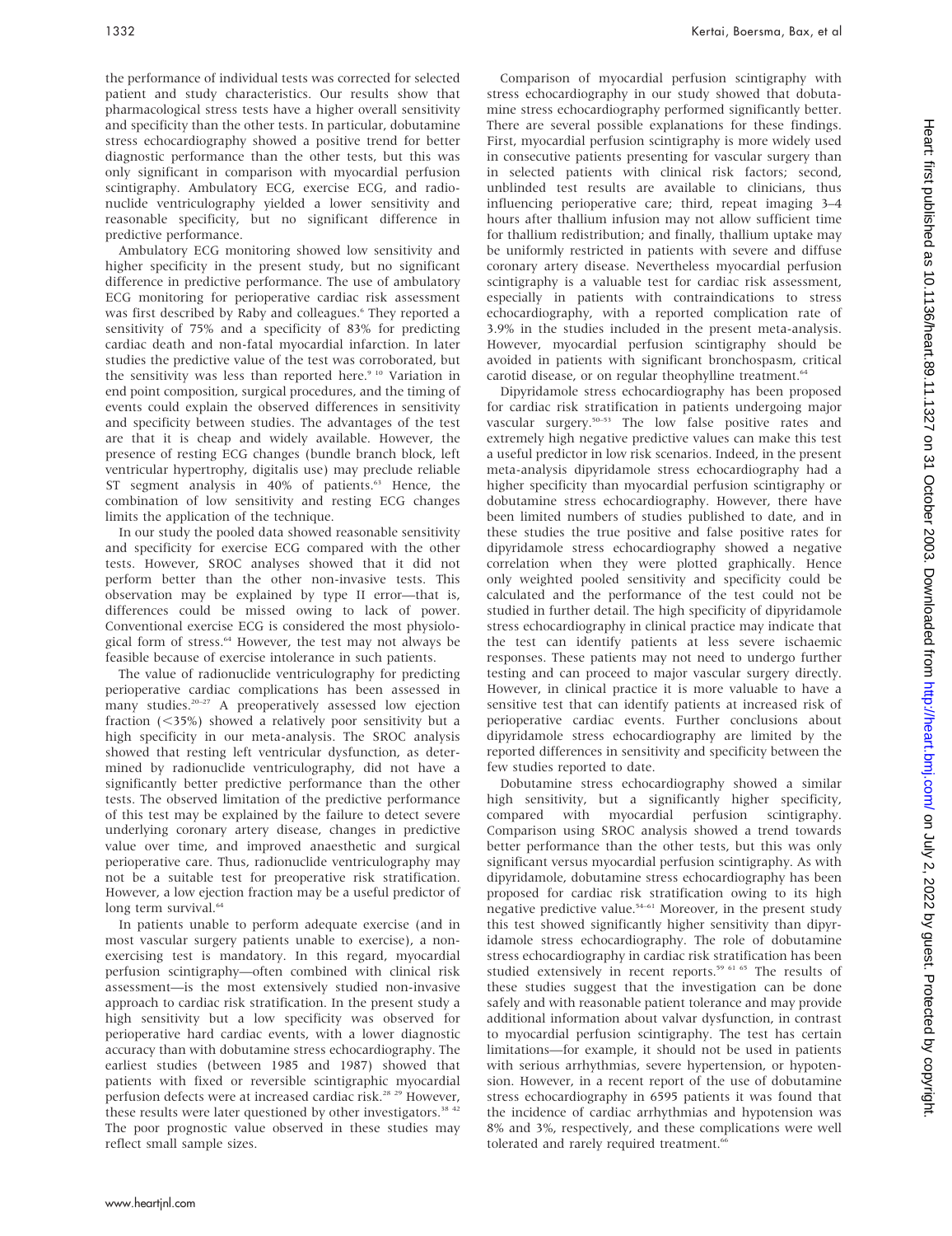the performance of individual tests was corrected for selected patient and study characteristics. Our results show that pharmacological stress tests have a higher overall sensitivity and specificity than the other tests. In particular, dobutamine stress echocardiography showed a positive trend for better diagnostic performance than the other tests, but this was only significant in comparison with myocardial perfusion scintigraphy. Ambulatory ECG, exercise ECG, and radionuclide ventriculography yielded a lower sensitivity and reasonable specificity, but no significant difference in predictive performance.

Ambulatory ECG monitoring showed low sensitivity and higher specificity in the present study, but no significant difference in predictive performance. The use of ambulatory ECG monitoring for perioperative cardiac risk assessment was first described by Raby and colleagues.[6] They reported a sensitivity of 75% and a specificity of 83% for predicting cardiac death and non-fatal myocardial infarction. In later studies the predictive value of the test was corroborated, but the sensitivity was less than reported here.[9 10] Variation in end point composition, surgical procedures, and the timing of events could explain the observed differences in sensitivity and specificity between studies. The advantages of the test are that it is cheap and widely available. However, the presence of resting ECG changes (bundle branch block, left ventricular hypertrophy, digitalis use) may preclude reliable ST segment analysis in 40% of patients.[63] Hence, the combination of low sensitivity and resting ECG changes limits the application of the technique.

In our study the pooled data showed reasonable sensitivity and specificity for exercise ECG compared with the other tests. However, SROC analyses showed that it did not perform better than the other non-invasive tests. This observation may be explained by type II error—that is, differences could be missed owing to lack of power. Conventional exercise ECG is considered the most physiological form of stress.[64] However, the test may not always be feasible because of exercise intolerance in such patients.

The value of radionuclide ventriculography for predicting perioperative cardiac complications has been assessed in many studies.[20–27] A preoperatively assessed low ejection fraction (<35%) showed a relatively poor sensitivity but a high specificity in our meta-analysis. The SROC analysis showed that resting left ventricular dysfunction, as determined by radionuclide ventriculography, did not have a significantly better predictive performance than the other tests. The observed limitation of the predictive performance of this test may be explained by the failure to detect severe underlying coronary artery disease, changes in predictive value over time, and improved anaesthetic and surgical perioperative care. Thus, radionuclide ventriculography may not be a suitable test for preoperative risk stratification. However, a low ejection fraction may be a useful predictor of long term survival.[64]

In patients unable to perform adequate exercise (and in most vascular surgery patients unable to exercise), a non-exercising test is mandatory. In this regard, myocardial perfusion scintigraphy—often combined with clinical risk assessment—is the most extensively studied non-invasive approach to cardiac risk stratification. In the present study a high sensitivity but a low specificity was observed for perioperative hard cardiac events, with a lower diagnostic accuracy than with dobutamine stress echocardiography. The earliest studies (between 1985 and 1987) showed that patients with fixed or reversible scintigraphic myocardial perfusion defects were at increased cardiac risk.[28 29] However, these results were later questioned by other investigators.[38 42] The poor prognostic value observed in these studies may reflect small sample sizes.

Comparison of myocardial perfusion scintigraphy with stress echocardiography in our study showed that dobutamine stress echocardiography performed significantly better. There are several possible explanations for these findings. First, myocardial perfusion scintigraphy is more widely used in consecutive patients presenting for vascular surgery than in selected patients with clinical risk factors; second, unblinded test results are available to clinicians, thus influencing perioperative care; third, repeat imaging 3–4 hours after thallium infusion may not allow sufficient time for thallium redistribution; and finally, thallium uptake may be uniformly restricted in patients with severe and diffuse coronary artery disease. Nevertheless myocardial perfusion scintigraphy is a valuable test for cardiac risk assessment, especially in patients with contraindications to stress echocardiography, with a reported complication rate of 3.9% in the studies included in the present meta-analysis. However, myocardial perfusion scintigraphy should be avoided in patients with significant bronchospasm, critical carotid disease, or on regular theophylline treatment.[64]

Dipyridamole stress echocardiography has been proposed for cardiac risk stratification in patients undergoing major vascular surgery.[50–53] The low false positive rates and extremely high negative predictive values can make this test a useful predictor in low risk scenarios. Indeed, in the present meta-analysis dipyridamole stress echocardiography had a higher specificity than myocardial perfusion scintigraphy or dobutamine stress echocardiography. However, there have been limited numbers of studies published to date, and in these studies the true positive and false positive rates for dipyridamole stress echocardiography showed a negative correlation when they were plotted graphically. Hence only weighted pooled sensitivity and specificity could be calculated and the performance of the test could not be studied in further detail. The high specificity of dipyridamole stress echocardiography in clinical practice may indicate that the test can identify patients at less severe ischaemic responses. These patients may not need to undergo further testing and can proceed to major vascular surgery directly. However, in clinical practice it is more valuable to have a sensitive test that can identify patients at increased risk of perioperative cardiac events. Further conclusions about dipyridamole stress echocardiography are limited by the reported differences in sensitivity and specificity between the few studies reported to date.

Dobutamine stress echocardiography showed a similar high sensitivity, but a significantly higher specificity, compared with myocardial perfusion scintigraphy. Comparison using SROC analysis showed a trend towards better performance than the other tests, but this was only significant versus myocardial perfusion scintigraphy. As with dipyridamole, dobutamine stress echocardiography has been proposed for cardiac risk stratification owing to its high negative predictive value.[54–61] Moreover, in the present study this test showed significantly higher sensitivity than dipyridamole stress echocardiography. The role of dobutamine stress echocardiography in cardiac risk stratification has been studied extensively in recent reports.[59 61 65] The results of these studies suggest that the investigation can be done safely and with reasonable patient tolerance and may provide additional information about valvar dysfunction, in contrast to myocardial perfusion scintigraphy. The test has certain limitations—for example, it should not be used in patients with serious arrhythmias, severe hypertension, or hypotension. However, in a recent report of the use of dobutamine stress echocardiography in 6595 patients it was found that the incidence of cardiac arrhythmias and hypotension was 8% and 3%, respectively, and these complications were well tolerated and rarely required treatment.[66]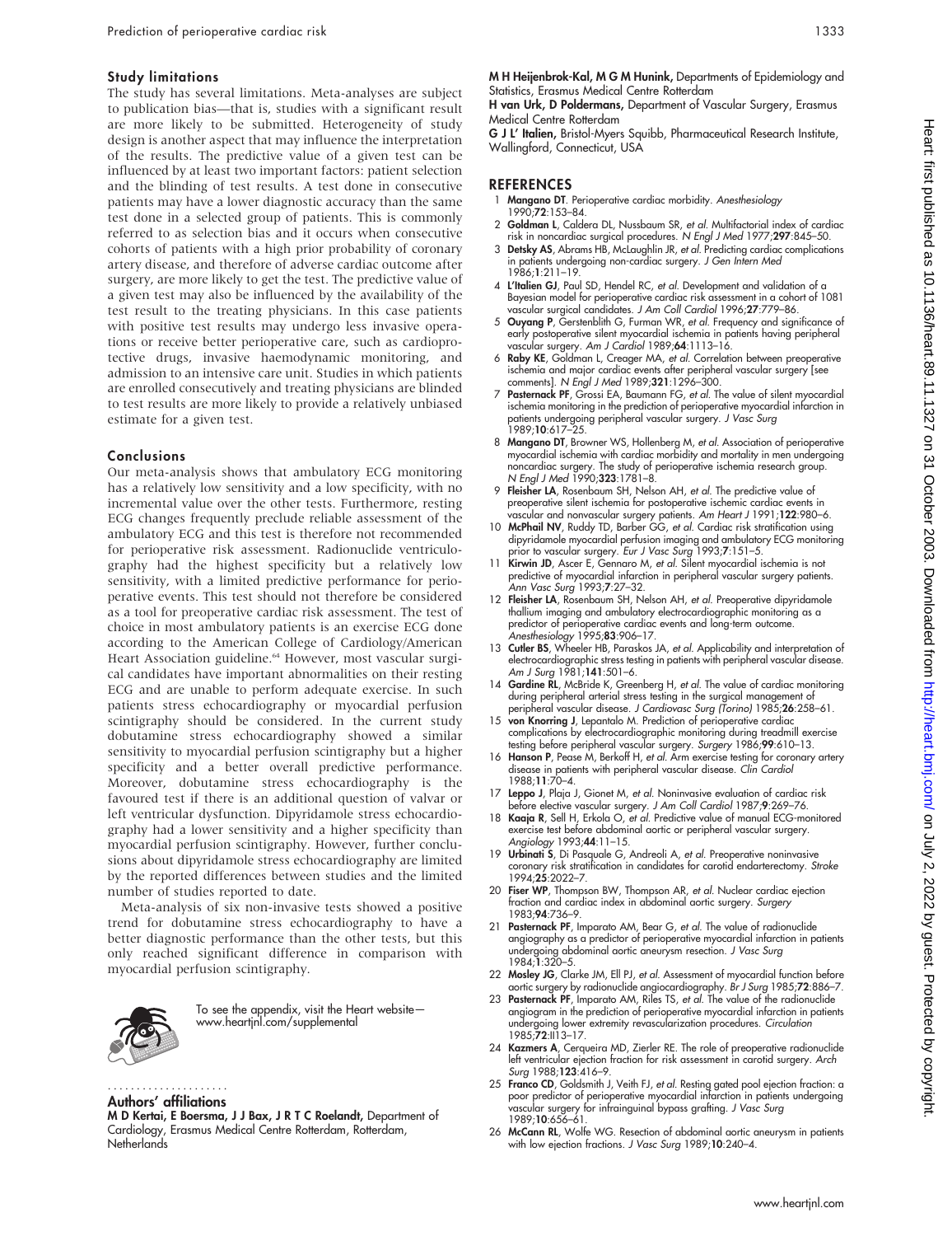### Study limitations

The study has several limitations. Meta-analyses are subject to publication bias—that is, studies with a significant result are more likely to be submitted. Heterogeneity of study design is another aspect that may influence the interpretation of the results. The predictive value of a given test can be influenced by at least two important factors: patient selection and the blinding of test results. A test done in consecutive patients may have a lower diagnostic accuracy than the same test done in a selected group of patients. This is commonly referred to as selection bias and it occurs when consecutive cohorts of patients with a high prior probability of coronary artery disease, and therefore of adverse cardiac outcome after surgery, are more likely to get the test. The predictive value of a given test may also be influenced by the availability of the test result to the treating physicians. In this case patients with positive test results may undergo less invasive operations or receive better perioperative care, such as cardioprotective drugs, invasive haemodynamic monitoring, and admission to an intensive care unit. Studies in which patients are enrolled consecutively and treating physicians are blinded to test results are more likely to provide a relatively unbiased estimate for a given test.

### Conclusions

Our meta-analysis shows that ambulatory ECG monitoring has a relatively low sensitivity and a low specificity, with no incremental value over the other tests. Furthermore, resting ECG changes frequently preclude reliable assessment of the ambulatory ECG and this test is therefore not recommended for perioperative risk assessment. Radionuclide ventriculography had the highest specificity but a relatively low sensitivity, with a limited predictive performance for perioperative events. This test should not therefore be considered as a tool for preoperative cardiac risk assessment. The test of choice in most ambulatory patients is an exercise ECG done according to the American College of Cardiology/American Heart Association guideline.[64] However, most vascular surgical candidates have important abnormalities on their resting ECG and are unable to perform adequate exercise. In such patients stress echocardiography or myocardial perfusion scintigraphy should be considered. In the current study dobutamine stress echocardiography showed a similar sensitivity to myocardial perfusion scintigraphy but a higher specificity and a better overall predictive performance. Moreover, dobutamine stress echocardiography is the favoured test if there is an additional question of valvar or left ventricular dysfunction. Dipyridamole stress echocardiography had a lower sensitivity and a higher specificity than myocardial perfusion scintigraphy. However, further conclusions about dipyridamole stress echocardiography are limited by the reported differences between studies and the limited number of studies reported to date.

Meta-analysis of six non-invasive tests showed a positive trend for dobutamine stress echocardiography to have a better diagnostic performance than the other tests, but this only reached significant difference in comparison with myocardial perfusion scintigraphy.

To see the appendix, visit the Heart website—www.heartjnl.com/supplemental

### Authors' affiliations

**M D Kertai, E Boersma, J J Bax, J R T C Roelandt,** Department of Cardiology, Erasmus Medical Centre Rotterdam, Rotterdam, Netherlands

**M H Heijenbrok-Kal, M G M Hunink,** Departments of Epidemiology and Statistics, Erasmus Medical Centre Rotterdam

**H van Urk, D Poldermans,** Department of Vascular Surgery, Erasmus Medical Centre Rotterdam

**G J L' Italien,** Bristol-Myers Squibb, Pharmaceutical Research Institute, Wallingford, Connecticut, USA

## REFERENCES

1. **Mangano DT**. Perioperative cardiac morbidity. *Anesthesiology* 1990;**72**:153–84.
2. **Goldman L**, Caldera DL, Nussbaum SR, *et al*. Multifactorial index of cardiac risk in noncardiac surgical procedures. *N Engl J Med* 1977;**297**:845–50.
3. **Detsky AS**, Abrams HB, McLaughlin JR, *et al*. Predicting cardiac complications in patients undergoing non-cardiac surgery. *J Gen Intern Med* 1986;**1**:211–19.
4. **L'Italien GJ**, Paul SD, Hendel RC, *et al*. Development and validation of a Bayesian model for perioperative cardiac risk assessment in a cohort of 1081 vascular surgical candidates. *J Am Coll Cardiol* 1996;**27**:779–86.
5. **Ouyang P**, Gerstenblith G, Furman WR, *et al*. Frequency and significance of early postoperative silent myocardial ischemia in patients having peripheral vascular surgery. *Am J Cardiol* 1989;**64**:1113–16.
6. **Raby KE**, Goldman L, Creager MA, *et al*. Correlation between preoperative ischemia and major cardiac events after peripheral vascular surgery [see comments]. *N Engl J Med* 1989;**321**:1296–300.
7. **Pasternack PF**, Grossi EA, Baumann FG, *et al*. The value of silent myocardial ischemia monitoring in the prediction of perioperative myocardial infarction in patients undergoing peripheral vascular surgery. *J Vasc Surg* 1989;**10**:617–25.
8. **Mangano DT**, Browner WS, Hollenberg M, *et al*. Association of perioperative myocardial ischemia with cardiac morbidity and mortality in men undergoing noncardiac surgery. The study of perioperative ischemia research group. *N Engl J Med* 1990;**323**:1781–8.
9. **Fleisher LA**, Rosenbaum SH, Nelson AH, *et al*. The predictive value of preoperative silent ischemia for postoperative ischemic cardiac events in vascular and nonvascular surgery patients. *Am Heart J* 1991;**122**:980–6.
10. **McPhail NV**, Ruddy TD, Barber GG, *et al*. Cardiac risk stratification using dipyridamole myocardial perfusion imaging and ambulatory ECG monitoring prior to vascular surgery. *Eur J Vasc Surg* 1993;**7**:151–5.
11. **Kirwin JD**, Ascer E, Gennaro M, *et al*. Silent myocardial ischemia is not predictive of myocardial infarction in peripheral vascular surgery patients. *Ann Vasc Surg* 1993;**7**:27–32.
12. **Fleisher LA**, Rosenbaum SH, Nelson AH, *et al*. Preoperative dipyridamole thallium imaging and ambulatory electrocardiographic monitoring as a predictor of perioperative cardiac events and long-term outcome. *Anesthesiology* 1995;**83**:906–17.
13. **Cutler BS**, Wheeler HB, Paraskos JA, *et al*. Applicability and interpretation of electrocardiographic stress testing in patients with peripheral vascular disease. *Am J Surg* 1981;**141**:501–6.
14. **Gardine RL**, McBride K, Greenberg H, *et al*. The value of cardiac monitoring during peripheral arterial stress testing in the surgical management of peripheral vascular disease. *J Cardiovasc Surg (Torino)* 1985;**26**:258–61.
15. **von Knorring J**, Lepantalo M. Prediction of perioperative cardiac complications by electrocardiographic monitoring during treadmill exercise testing before peripheral vascular surgery. *Surgery* 1986;**99**:610–13.
16. **Hanson P**, Pease M, Berkoff H, *et al*. Arm exercise testing for coronary artery disease in patients with peripheral vascular disease. *Clin Cardiol* 1988;**11**:70–4.
17. **Leppo J**, Plaja J, Gionet M, *et al*. Noninvasive evaluation of cardiac risk before elective vascular surgery. *J Am Coll Cardiol* 1987;**9**:269–76.
18. **Kaaja R**, Sell H, Erkola O, *et al*. Predictive value of manual ECG-monitored exercise test before abdominal aortic or peripheral vascular surgery. *Angiology* 1993;**44**:11–15.
19. **Urbinati S**, Di Pasquale G, Andreoli A, *et al*. Preoperative noninvasive coronary risk stratification in candidates for carotid endarterectomy. *Stroke* 1994;**25**:2022–7.
20. **Fiser WP**, Thompson BW, Thompson AR, *et al*. Nuclear cardiac ejection fraction and cardiac index in abdominal aortic surgery. *Surgery* 1983;**94**:736–9.
21. **Pasternack PF**, Imparato AM, Bear G, *et al*. The value of radionuclide angiography as a predictor of perioperative myocardial infarction in patients undergoing abdominal aortic aneurysm resection. *J Vasc Surg* 1984;**1**:320–5.
22. **Mosley JG**, Clarke JM, Ell PJ, *et al*. Assessment of myocardial function before aortic surgery by radionuclide angiocardiography. *Br J Surg* 1985;**72**:886–7.
23. **Pasternack PF**, Imparato AM, Riles TS, *et al*. The value of the radionuclide angiogram in the prediction of perioperative myocardial infarction in patients undergoing lower extremity revascularization procedures. *Circulation* 1985;**72**:II13–17.
24. **Kazmers A**, Cerqueira MD, Zierler RE. The role of preoperative radionuclide left ventricular ejection fraction for risk assessment in carotid surgery. *Arch Surg* 1988;**123**:416–9.
25. **Franco CD**, Goldsmith J, Veith FJ, *et al*. Resting gated pool ejection fraction: a poor predictor of perioperative myocardial infarction in patients undergoing vascular surgery for infrainguinal bypass grafting. *J Vasc Surg* 1989;**10**:656–61.
26. **McCann RL**, Wolfe WG. Resection of abdominal aortic aneurysm in patients with low ejection fractions. *J Vasc Surg* 1989;**10**:240–4.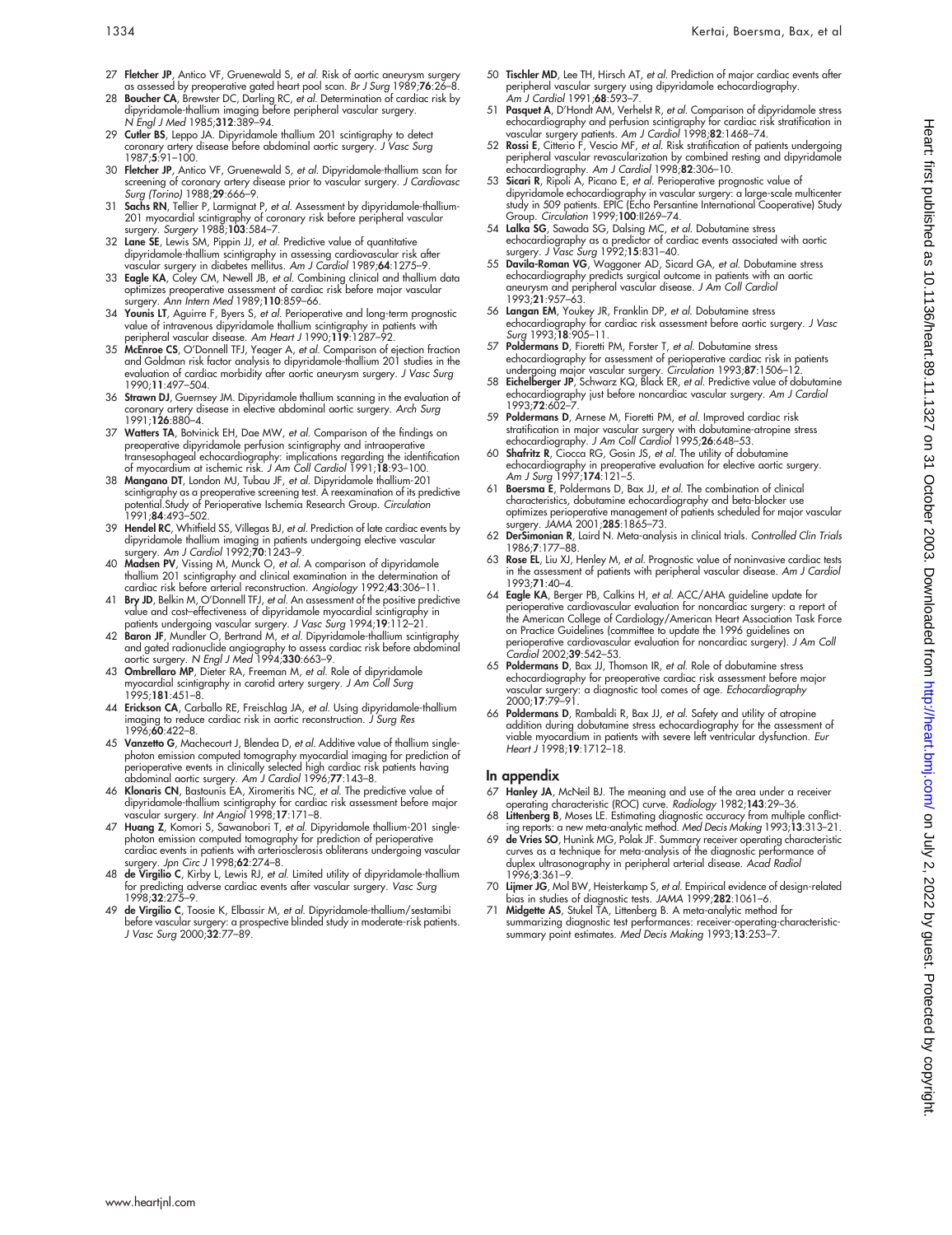27 **Fletcher JP**, Antico VF, Gruenewald S, *et al*. Risk of aortic aneurysm surgery as assessed by preoperative gated heart pool scan. *Br J Surg* 1989;**76**:26–8.

28 **Boucher CA**, Brewster DC, Darling RC, *et al*. Determination of cardiac risk by dipyridamole-thallium imaging before peripheral vascular surgery. *N Engl J Med* 1985;**312**:389–94.

29 **Cutler BS**, Leppo JA. Dipyridamole thallium 201 scintigraphy to detect coronary artery disease before abdominal aortic surgery. *J Vasc Surg* 1987;**5**:91–100.

30 **Fletcher JP**, Antico VF, Gruenewald S, *et al*. Dipyridamole-thallium scan for screening of coronary artery disease prior to vascular surgery. *J Cardiovasc Surg (Torino)* 1988;**29**:666–9.

31 **Sachs RN**, Tellier P, Larmignat P, *et al*. Assessment by dipyridamole-thallium-201 myocardial scintigraphy of coronary risk before peripheral vascular surgery. *Surgery* 1988;**103**:584–7.

32 **Lane SE**, Lewis SM, Pippin JJ, *et al*. Predictive value of quantitative dipyridamole-thallium scintigraphy in assessing cardiovascular risk after vascular surgery in diabetes mellitus. *Am J Cardiol* 1989;**64**:1275–9.

33 **Eagle KA**, Coley CM, Newell JB, *et al*. Combining clinical and thallium data optimizes preoperative assessment of cardiac risk before major vascular surgery. *Ann Intern Med* 1989;**110**:859–66.

34 **Younis LT**, Aguirre F, Byers S, *et al*. Perioperative and long-term prognostic value of intravenous dipyridamole thallium scintigraphy in patients with peripheral vascular disease. *Am Heart J* 1990;**119**:1287–92.

35 **McEnroe CS**, O'Donnell TFJ, Yeager A, *et al*. Comparison of ejection fraction and Goldman risk factor analysis to dipyridamole-thallium 201 studies in the evaluation of cardiac morbidity after aortic aneurysm surgery. *J Vasc Surg* 1990;**11**:497–504.

36 **Strawn DJ**, Guernsey JM. Dipyridamole thallium scanning in the evaluation of coronary artery disease in elective abdominal aortic surgery. *Arch Surg* 1991;**126**:880–4.

37 **Watters TA**, Botvinick EH, Dae MW, *et al*. Comparison of the findings on preoperative dipyridamole perfusion scintigraphy and intraoperative transesophageal echocardiography: implications regarding the identification of myocardium at ischemic risk. *J Am Coll Cardiol* 1991;**18**:93–100.

38 **Mangano DT**, London MJ, Tubau JF, *et al*. Dipyridamole thallium-201 scintigraphy as a preoperative screening test. A reexamination of its predictive potential.Study of Perioperative Ischemia Research Group. *Circulation* 1991;**84**:493–502.

39 **Hendel RC**, Whitfield SS, Villegas BJ, *et al*. Prediction of late cardiac events by dipyridamole thallium imaging in patients undergoing elective vascular surgery. *Am J Cardiol* 1992;**70**:1243–9.

40 **Madsen PV**, Vissing M, Munck O, *et al*. A comparison of dipyridamole thallium 201 scintigraphy and clinical examination in the determination of cardiac risk before arterial reconstruction. *Angiology* 1992;**43**:306–11.

41 **Bry JD**, Belkin M, O'Donnell TFJ, *et al*. An assessment of the positive predictive value and cost–effectiveness of dipyridamole myocardial scintigraphy in patients undergoing vascular surgery. *J Vasc Surg* 1994;**19**:112–21.

42 **Baron JF**, Mundler O, Bertrand M, *et al*. Dipyridamole-thallium scintigraphy and gated radionuclide angiography to assess cardiac risk before abdominal aortic surgery. *N Engl J Med* 1994;**330**:663–9.

43 **Ombrellaro MP**, Dieter RA, Freeman M, *et al*. Role of dipyridamole myocardial scintigraphy in carotid artery surgery. *J Am Coll Surg* 1995;**181**:451–8.

44 **Erickson CA**, Carballo RE, Freischlag JA, *et al*. Using dipyridamole-thallium imaging to reduce cardiac risk in aortic reconstruction. *J Surg Res* 1996;**60**:422–8.

45 **Vanzetto G**, Machecourt J, Blendea D, *et al*. Additive value of thallium single-photon emission computed tomography myocardial imaging for prediction of perioperative events in clinically selected high cardiac risk patients having abdominal aortic surgery. *Am J Cardiol* 1996;**77**:143–8.

46 **Klonaris CN**, Bastounis EA, Xiromeritis NC, *et al*. The predictive value of dipyridamole-thallium scintigraphy for cardiac risk assessment before major vascular surgery. *Int Angiol* 1998;**17**:171–8.

47 **Huang Z**, Komori S, Sawanobori T, *et al*. Dipyridamole thallium-201 single-photon emission computed tomography for prediction of perioperative cardiac events in patients with arteriosclerosis obliterans undergoing vascular surgery. *Jpn Circ J* 1998;**62**:274–8.

48 **de Virgilio C**, Kirby L, Lewis RJ, *et al*. Limited utility of dipyridamole-thallium for predicting adverse cardiac events after vascular surgery. *Vasc Surg* 1998;**32**:275–9.

49 **de Virgilio C**, Toosie K, Elbassir M, *et al*. Dipyridamole-thallium/sestamibi before vascular surgery: a prospective blinded study in moderate-risk patients. *J Vasc Surg* 2000;**32**:77–89.

50 **Tischler MD**, Lee TH, Hirsch AT, *et al*. Prediction of major cardiac events after peripheral vascular surgery using dipyridamole echocardiography. *Am J Cardiol* 1991;**68**:593–7.

51 **Pasquet A**, D'Hondt AM, Verhelst R, *et al*. Comparison of dipyridamole stress echocardiography and perfusion scintigraphy for cardiac risk stratification in vascular surgery patients. *Am J Cardiol* 1998;**82**:1468–74.

52 **Rossi E**, Citterio F, Vescio MF, *et al*. Risk stratification of patients undergoing peripheral vascular revascularization by combined resting and dipyridamole echocardiography. *Am J Cardiol* 1998;**82**:306–10.

53 **Sicari R**, Ripoli A, Picano E, *et al*. Perioperative prognostic value of dipyridamole echocardiography in vascular surgery: a large-scale multicenter study in 509 patients. EPIC (Echo Persantine International Cooperative) Study Group. *Circulation* 1999;**100**:II269–74.

54 **Lalka SG**, Sawada SG, Dalsing MC, *et al*. Dobutamine stress echocardiography as a predictor of cardiac events associated with aortic surgery. *J Vasc Surg* 1992;**15**:831–40.

55 **Davila-Roman VG**, Waggoner AD, Sicard GA, *et al*. Dobutamine stress echocardiography predicts surgical outcome in patients with an aortic aneurysm and peripheral vascular disease. *J Am Coll Cardiol* 1993;**21**:957–63.

56 **Langan EM**, Youkey JR, Franklin DP, *et al*. Dobutamine stress echocardiography for cardiac risk assessment before aortic surgery. *J Vasc Surg* 1993;**18**:905–11.

57 **Poldermans D**, Fioretti PM, Forster T, *et al*. Dobutamine stress echocardiography for assessment of perioperative cardiac risk in patients undergoing major vascular surgery. *Circulation* 1993;**87**:1506–12.

58 **Eichelberger JP**, Schwarz KQ, Black ER, *et al*. Predictive value of dobutamine echocardiography just before noncardiac vascular surgery. *Am J Cardiol* 1993;**72**:602–7.

59 **Poldermans D**, Arnese M, Fioretti PM, *et al*. Improved cardiac risk stratification in major vascular surgery with dobutamine-atropine stress echocardiography. *J Am Coll Cardiol* 1995;**26**:648–53.

60 **Shafritz R**, Ciocca RG, Gosin JS, *et al*. The utility of dobutamine echocardiography in preoperative evaluation for elective aortic surgery. *Am J Surg* 1997;**174**:121–5.

61 **Boersma E**, Poldermans D, Bax JJ, *et al*. The combination of clinical characteristics, dobutamine echocardiography and beta-blocker use optimizes perioperative management of patients scheduled for major vascular surgery. *JAMA* 2001;**285**:1865–73.

62 **DerSimonian R**, Laird N. Meta-analysis in clinical trials. *Controlled Clin Trials* 1986;**7**:177–88.

63 **Rose EL**, Liu XJ, Henley M, *et al*. Prognostic value of noninvasive cardiac tests in the assessment of patients with peripheral vascular disease. *Am J Cardiol* 1993;**71**:40–4.

64 **Eagle KA**, Berger PB, Calkins H, *et al*. ACC/AHA guideline update for perioperative cardiovascular evaluation for noncardiac surgery: a report of the American College of Cardiology/American Heart Association Task Force on Practice Guidelines (committee to update the 1996 guidelines on perioperative cardiovascular evaluation for noncardiac surgery). *J Am Coll Cardiol* 2002;**39**:542–53.

65 **Poldermans D**, Bax JJ, Thomson IR, *et al*. Role of dobutamine stress echocardiography for preoperative cardiac risk assessment before major vascular surgery: a diagnostic tool comes of age. *Echocardiography* 2000;**17**:79–91.

66 **Poldermans D**, Rambaldi R, Bax JJ, *et al*. Safety and utility of atropine addition during dobutamine stress echocardiography for the assessment of viable myocardium in patients with severe left ventricular dysfunction. *Eur Heart J* 1998;**19**:1712–18.

## In appendix

67 **Hanley JA**, McNeil BJ. The meaning and use of the area under a receiver operating characteristic (ROC) curve. *Radiology* 1982;**143**:29–36.

68 **Littenberg B**, Moses LE. Estimating diagnostic accuracy from multiple conflicting reports: a new meta-analytic method. *Med Decis Making* 1993;**13**:313–21.

69 **de Vries SO**, Hunink MG, Polak JF. Summary receiver operating characteristic curves as a technique for meta-analysis of the diagnostic performance of duplex ultrasonography in peripheral arterial disease. *Acad Radiol* 1996;**3**:361–9.

70 **Lijmer JG**, Mol BW, Heisterkamp S, *et al*. Empirical evidence of design-related bias in studies of diagnostic tests. *JAMA* 1999;**282**:1061–6.

71 **Midgette AS**, Stukel TA, Littenberg B. A meta-analytic method for summarizing diagnostic test performances: receiver-operating-characteristic-summary point estimates. *Med Decis Making* 1993;**13**:253–7.